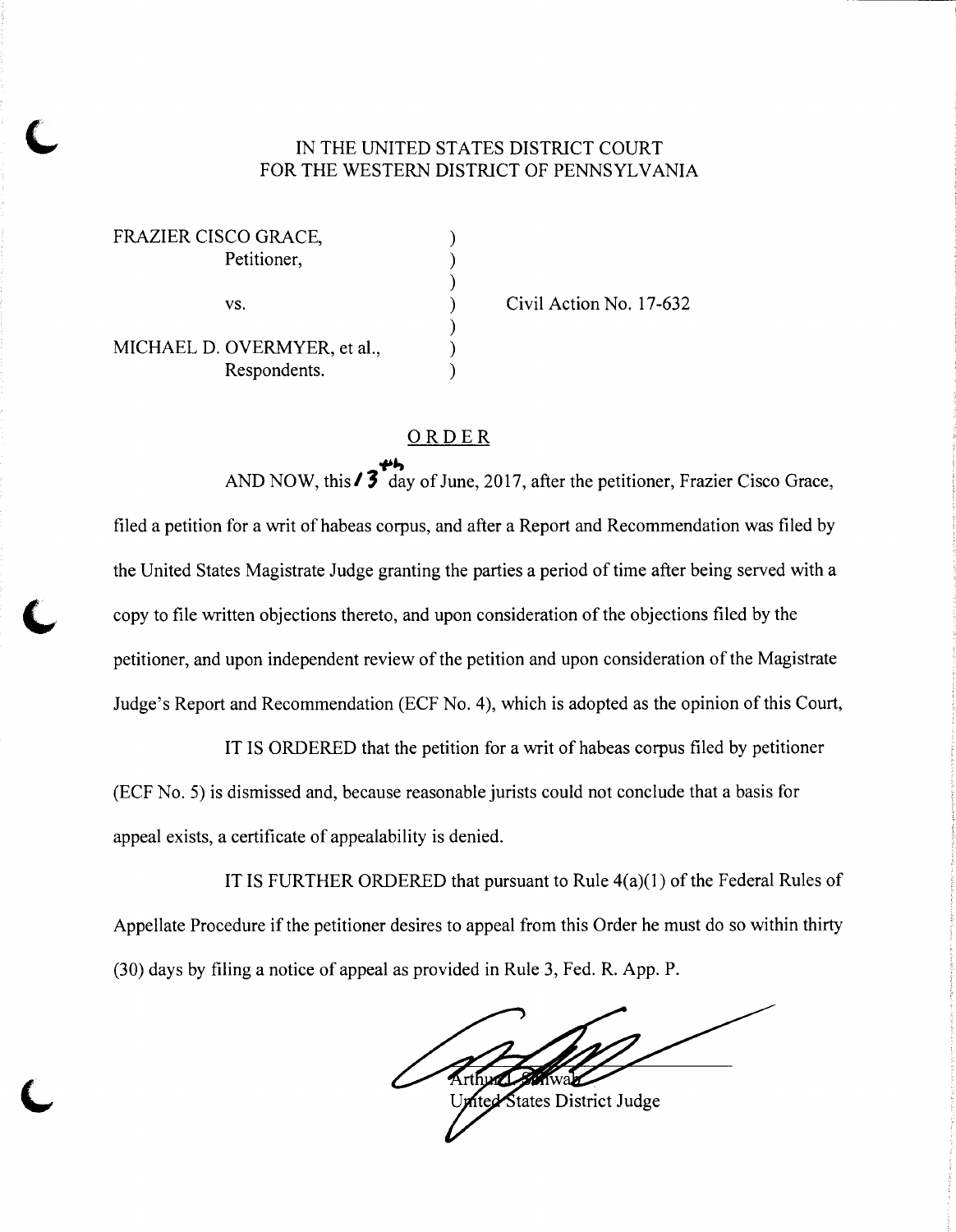IN THE UNITED STATES DISTRICT COURT
FOR THE WESTERN DISTRICT OF PENNSYLVANIA

| | | |
|---|---|---|
| FRAZIER CISCO GRACE, Petitioner, | ) | |
| vs. | ) | Civil Action No. 17-632 |
| MICHAEL D. OVERMYER, et al., Respondents. | ) | |

## ORDER

AND NOW, this 13th day of June, 2017, after the petitioner, Frazier Cisco Grace, filed a petition for a writ of habeas corpus, and after a Report and Recommendation was filed by the United States Magistrate Judge granting the parties a period of time after being served with a copy to file written objections thereto, and upon consideration of the objections filed by the petitioner, and upon independent review of the petition and upon consideration of the Magistrate Judge's Report and Recommendation (ECF No. 4), which is adopted as the opinion of this Court,

IT IS ORDERED that the petition for a writ of habeas corpus filed by petitioner (ECF No. 5) is dismissed and, because reasonable jurists could not conclude that a basis for appeal exists, a certificate of appealability is denied.

IT IS FURTHER ORDERED that pursuant to Rule 4(a)(1) of the Federal Rules of Appellate Procedure if the petitioner desires to appeal from this Order he must do so within thirty (30) days by filing a notice of appeal as provided in Rule 3, Fed. R. App. P.

Arthur J. Schwab
United States District Judge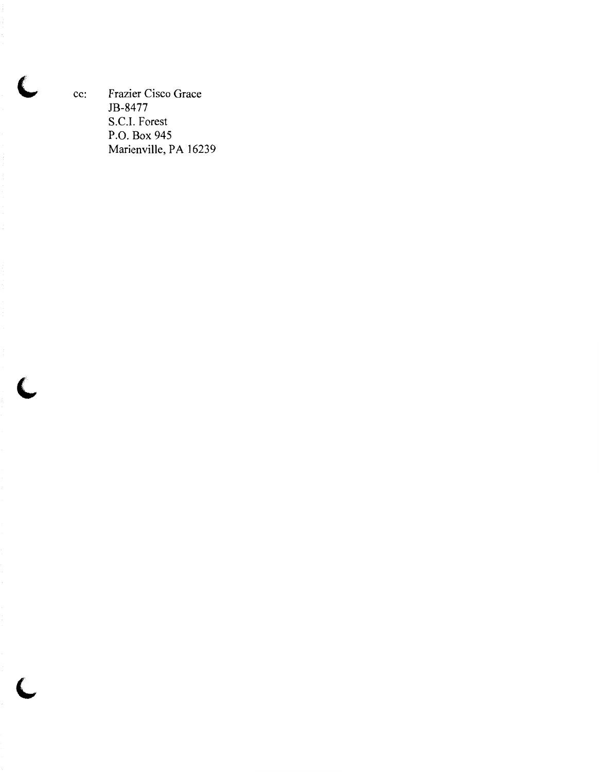cc: Frazier Cisco Grace
JB-8477
S.C.I. Forest
P.O. Box 945
Marienville, PA 16239